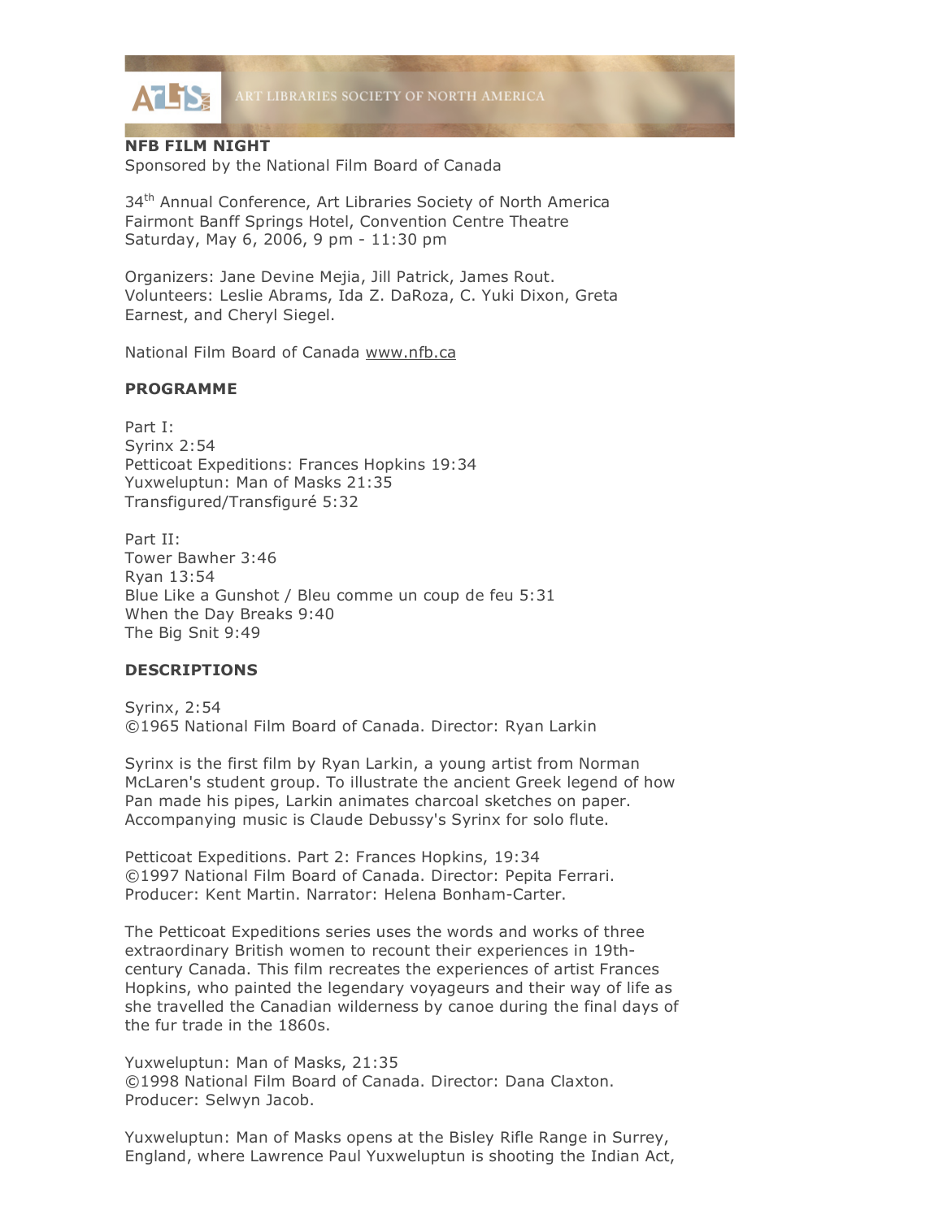**NFB FILM NIGHT**
Sponsored by the National Film Board of Canada

34th Annual Conference, Art Libraries Society of North America
Fairmont Banff Springs Hotel, Convention Centre Theatre
Saturday, May 6, 2006, 9 pm - 11:30 pm

Organizers: Jane Devine Mejia, Jill Patrick, James Rout.
Volunteers: Leslie Abrams, Ida Z. DaRoza, C. Yuki Dixon, Greta Earnest, and Cheryl Siegel.

National Film Board of Canada www.nfb.ca

## PROGRAMME

Part I:
Syrinx 2:54
Petticoat Expeditions: Frances Hopkins 19:34
Yuxweluptun: Man of Masks 21:35
Transfigured/Transfiguré 5:32

Part II:
Tower Bawher 3:46
Ryan 13:54
Blue Like a Gunshot / Bleu comme un coup de feu 5:31
When the Day Breaks 9:40
The Big Snit 9:49

## DESCRIPTIONS

Syrinx, 2:54
©1965 National Film Board of Canada. Director: Ryan Larkin

Syrinx is the first film by Ryan Larkin, a young artist from Norman McLaren's student group. To illustrate the ancient Greek legend of how Pan made his pipes, Larkin animates charcoal sketches on paper. Accompanying music is Claude Debussy's Syrinx for solo flute.

Petticoat Expeditions. Part 2: Frances Hopkins, 19:34
©1997 National Film Board of Canada. Director: Pepita Ferrari. Producer: Kent Martin. Narrator: Helena Bonham-Carter.

The Petticoat Expeditions series uses the words and works of three extraordinary British women to recount their experiences in 19th-century Canada. This film recreates the experiences of artist Frances Hopkins, who painted the legendary voyageurs and their way of life as she travelled the Canadian wilderness by canoe during the final days of the fur trade in the 1860s.

Yuxweluptun: Man of Masks, 21:35
©1998 National Film Board of Canada. Director: Dana Claxton. Producer: Selwyn Jacob.

Yuxweluptun: Man of Masks opens at the Bisley Rifle Range in Surrey, England, where Lawrence Paul Yuxweluptun is shooting the Indian Act,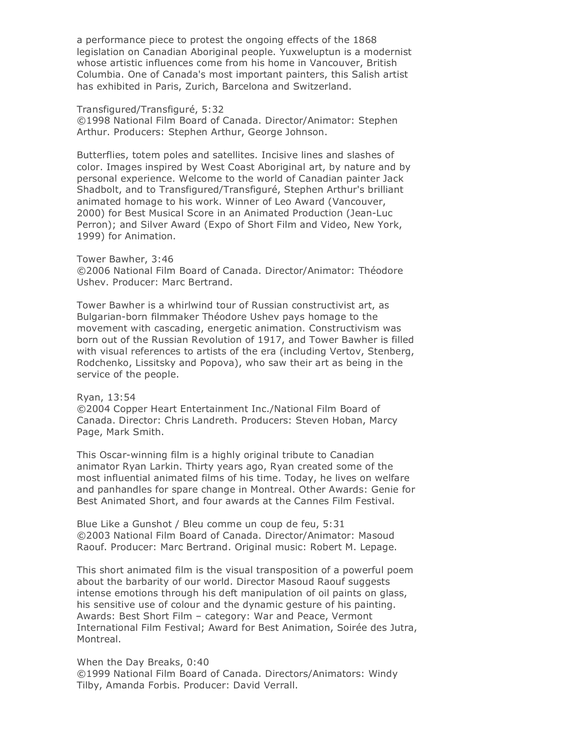a performance piece to protest the ongoing effects of the 1868 legislation on Canadian Aboriginal people. Yuxweluptun is a modernist whose artistic influences come from his home in Vancouver, British Columbia. One of Canada's most important painters, this Salish artist has exhibited in Paris, Zurich, Barcelona and Switzerland.

Transfigured/Transfiguré, 5:32
©1998 National Film Board of Canada. Director/Animator: Stephen Arthur. Producers: Stephen Arthur, George Johnson.

Butterflies, totem poles and satellites. Incisive lines and slashes of color. Images inspired by West Coast Aboriginal art, by nature and by personal experience. Welcome to the world of Canadian painter Jack Shadbolt, and to Transfigured/Transfiguré, Stephen Arthur's brilliant animated homage to his work. Winner of Leo Award (Vancouver, 2000) for Best Musical Score in an Animated Production (Jean-Luc Perron); and Silver Award (Expo of Short Film and Video, New York, 1999) for Animation.

Tower Bawher, 3:46
©2006 National Film Board of Canada. Director/Animator: Théodore Ushev. Producer: Marc Bertrand.

Tower Bawher is a whirlwind tour of Russian constructivist art, as Bulgarian-born filmmaker Théodore Ushev pays homage to the movement with cascading, energetic animation. Constructivism was born out of the Russian Revolution of 1917, and Tower Bawher is filled with visual references to artists of the era (including Vertov, Stenberg, Rodchenko, Lissitsky and Popova), who saw their art as being in the service of the people.

Ryan, 13:54
©2004 Copper Heart Entertainment Inc./National Film Board of Canada. Director: Chris Landreth. Producers: Steven Hoban, Marcy Page, Mark Smith.

This Oscar-winning film is a highly original tribute to Canadian animator Ryan Larkin. Thirty years ago, Ryan created some of the most influential animated films of his time. Today, he lives on welfare and panhandles for spare change in Montreal. Other Awards: Genie for Best Animated Short, and four awards at the Cannes Film Festival.

Blue Like a Gunshot / Bleu comme un coup de feu, 5:31
©2003 National Film Board of Canada. Director/Animator: Masoud Raouf. Producer: Marc Bertrand. Original music: Robert M. Lepage.

This short animated film is the visual transposition of a powerful poem about the barbarity of our world. Director Masoud Raouf suggests intense emotions through his deft manipulation of oil paints on glass, his sensitive use of colour and the dynamic gesture of his painting. Awards: Best Short Film – category: War and Peace, Vermont International Film Festival; Award for Best Animation, Soirée des Jutra, Montreal.

When the Day Breaks, 0:40
©1999 National Film Board of Canada. Directors/Animators: Windy Tilby, Amanda Forbis. Producer: David Verrall.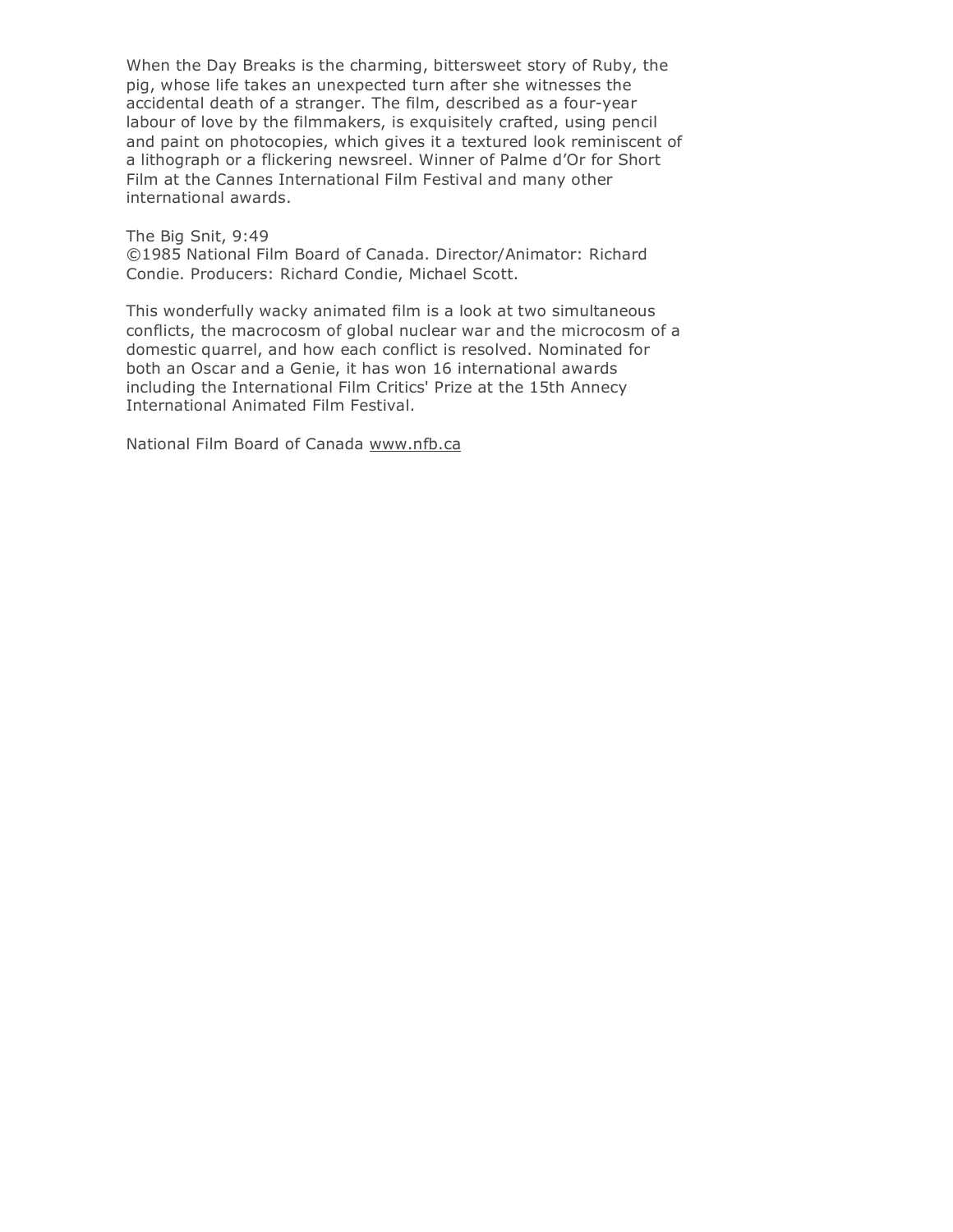When the Day Breaks is the charming, bittersweet story of Ruby, the pig, whose life takes an unexpected turn after she witnesses the accidental death of a stranger. The film, described as a four-year labour of love by the filmmakers, is exquisitely crafted, using pencil and paint on photocopies, which gives it a textured look reminiscent of a lithograph or a flickering newsreel. Winner of Palme d'Or for Short Film at the Cannes International Film Festival and many other international awards.

The Big Snit, 9:49
©1985 National Film Board of Canada. Director/Animator: Richard Condie. Producers: Richard Condie, Michael Scott.

This wonderfully wacky animated film is a look at two simultaneous conflicts, the macrocosm of global nuclear war and the microcosm of a domestic quarrel, and how each conflict is resolved. Nominated for both an Oscar and a Genie, it has won 16 international awards including the International Film Critics' Prize at the 15th Annecy International Animated Film Festival.

National Film Board of Canada www.nfb.ca